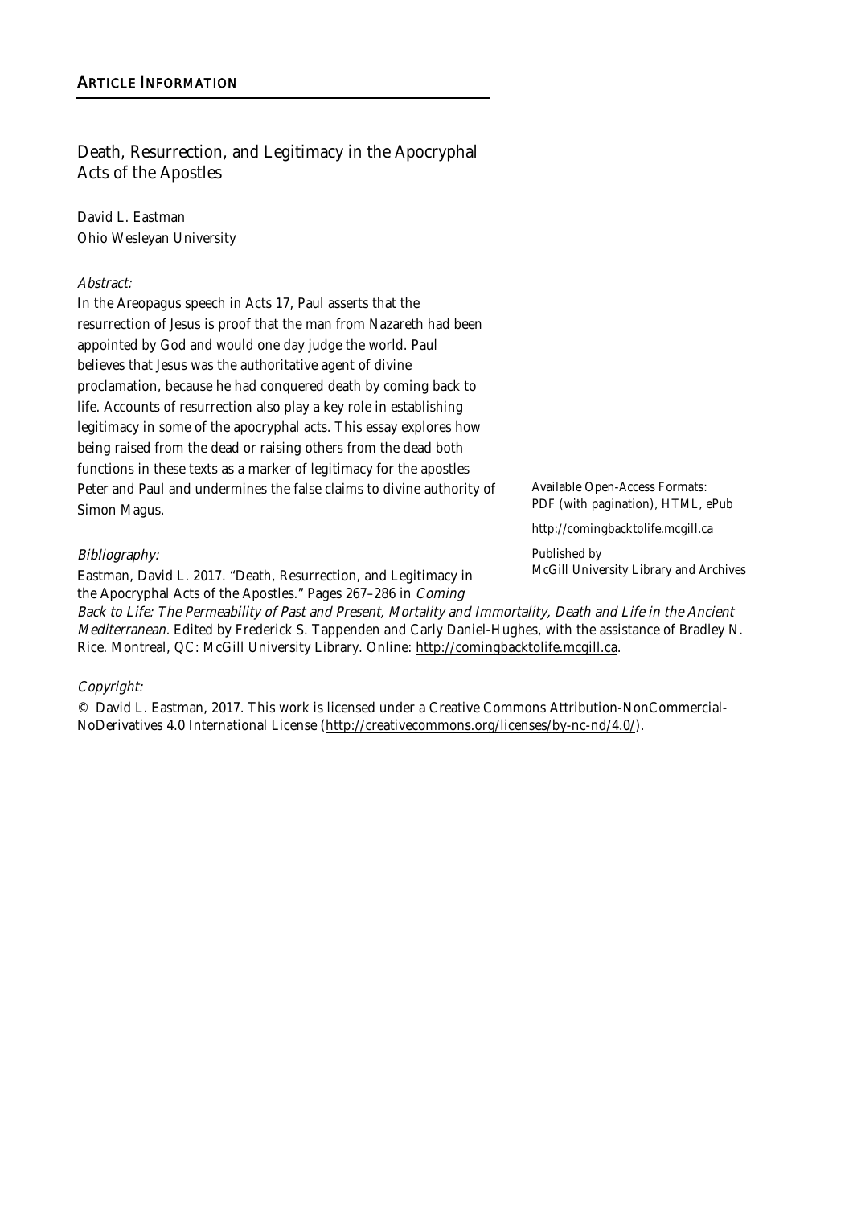## ARTICLE INFORMATION

Death, Resurrection, and Legitimacy in the Apocryphal Acts of the Apostles

David L. Eastman
Ohio Wesleyan University

*Abstract:*

In the Areopagus speech in Acts 17, Paul asserts that the resurrection of Jesus is proof that the man from Nazareth had been appointed by God and would one day judge the world. Paul believes that Jesus was the authoritative agent of divine proclamation, because he had conquered death by coming back to life. Accounts of resurrection also play a key role in establishing legitimacy in some of the apocryphal acts. This essay explores how being raised from the dead or raising others from the dead both functions in these texts as a marker of legitimacy for the apostles Peter and Paul and undermines the false claims to divine authority of Simon Magus.

Available Open-Access Formats: PDF (with pagination), HTML, ePub

http://comingbacktolife.mcgill.ca

Published by
McGill University Library and Archives

*Bibliography:*

Eastman, David L. 2017. "Death, Resurrection, and Legitimacy in the Apocryphal Acts of the Apostles." Pages 267–286 in *Coming Back to Life: The Permeability of Past and Present, Mortality and Immortality, Death and Life in the Ancient Mediterranean*. Edited by Frederick S. Tappenden and Carly Daniel-Hughes, with the assistance of Bradley N. Rice. Montreal, QC: McGill University Library. Online: http://comingbacktolife.mcgill.ca.

*Copyright:*

© David L. Eastman, 2017. This work is licensed under a Creative Commons Attribution-NonCommercial-NoDerivatives 4.0 International License (http://creativecommons.org/licenses/by-nc-nd/4.0/).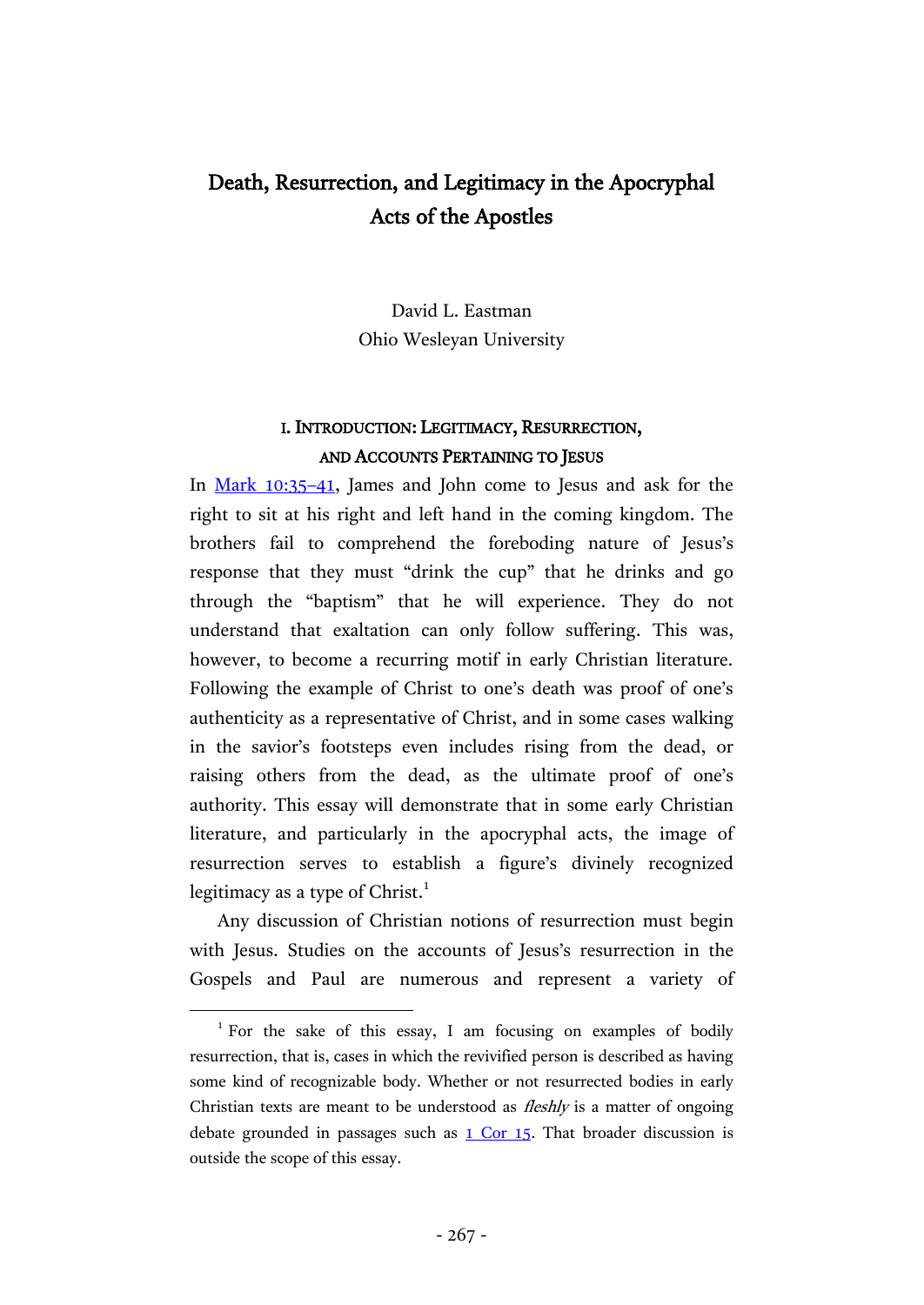# Death, Resurrection, and Legitimacy in the Apocryphal Acts of the Apostles

David L. Eastman
Ohio Wesleyan University

## I. Introduction: Legitimacy, Resurrection, and Accounts Pertaining to Jesus

In Mark 10:35–41, James and John come to Jesus and ask for the right to sit at his right and left hand in the coming kingdom. The brothers fail to comprehend the foreboding nature of Jesus's response that they must "drink the cup" that he drinks and go through the "baptism" that he will experience. They do not understand that exaltation can only follow suffering. This was, however, to become a recurring motif in early Christian literature. Following the example of Christ to one's death was proof of one's authenticity as a representative of Christ, and in some cases walking in the savior's footsteps even includes rising from the dead, or raising others from the dead, as the ultimate proof of one's authority. This essay will demonstrate that in some early Christian literature, and particularly in the apocryphal acts, the image of resurrection serves to establish a figure's divinely recognized legitimacy as a type of Christ.[1]

Any discussion of Christian notions of resurrection must begin with Jesus. Studies on the accounts of Jesus's resurrection in the Gospels and Paul are numerous and represent a variety of

[1] For the sake of this essay, I am focusing on examples of bodily resurrection, that is, cases in which the revivified person is described as having some kind of recognizable body. Whether or not resurrected bodies in early Christian texts are meant to be understood as *fleshly* is a matter of ongoing debate grounded in passages such as 1 Cor 15. That broader discussion is outside the scope of this essay.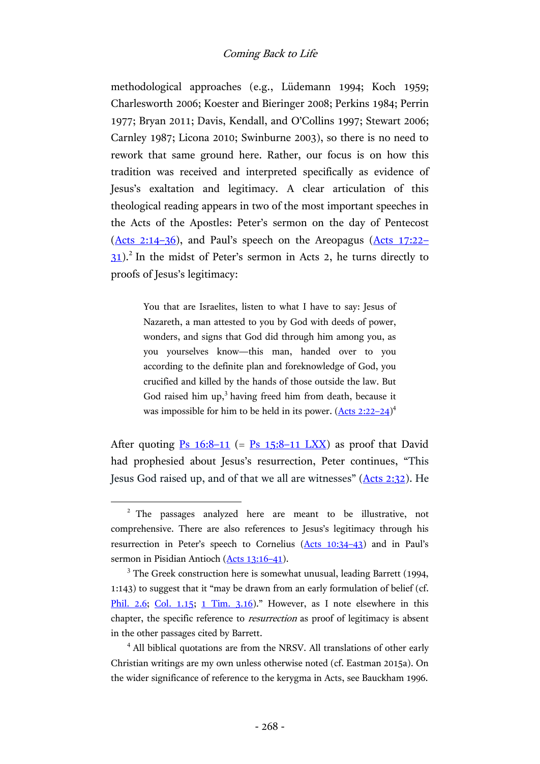methodological approaches (e.g., Lüdemann 1994; Koch 1959; Charlesworth 2006; Koester and Bieringer 2008; Perkins 1984; Perrin 1977; Bryan 2011; Davis, Kendall, and O'Collins 1997; Stewart 2006; Carnley 1987; Licona 2010; Swinburne 2003), so there is no need to rework that same ground here. Rather, our focus is on how this tradition was received and interpreted specifically as evidence of Jesus's exaltation and legitimacy. A clear articulation of this theological reading appears in two of the most important speeches in the Acts of the Apostles: Peter's sermon on the day of Pentecost (Acts 2:14–36), and Paul's speech on the Areopagus (Acts 17:22–31).[2] In the midst of Peter's sermon in Acts 2, he turns directly to proofs of Jesus's legitimacy:

> You that are Israelites, listen to what I have to say: Jesus of Nazareth, a man attested to you by God with deeds of power, wonders, and signs that God did through him among you, as you yourselves know—this man, handed over to you according to the definite plan and foreknowledge of God, you crucified and killed by the hands of those outside the law. But God raised him up,[3] having freed him from death, because it was impossible for him to be held in its power. (Acts 2:22–24)[4]

After quoting Ps 16:8–11 (= Ps 15:8–11 LXX) as proof that David had prophesied about Jesus's resurrection, Peter continues, "This Jesus God raised up, and of that we all are witnesses" (Acts 2:32). He

---

[2] The passages analyzed here are meant to be illustrative, not comprehensive. There are also references to Jesus's legitimacy through his resurrection in Peter's speech to Cornelius (Acts 10:34–43) and in Paul's sermon in Pisidian Antioch (Acts 13:16–41).

[3] The Greek construction here is somewhat unusual, leading Barrett (1994, 1:143) to suggest that it "may be drawn from an early formulation of belief (cf. Phil. 2.6; Col. 1.15; 1 Tim. 3.16)." However, as I note elsewhere in this chapter, the specific reference to *resurrection* as proof of legitimacy is absent in the other passages cited by Barrett.

[4] All biblical quotations are from the NRSV. All translations of other early Christian writings are my own unless otherwise noted (cf. Eastman 2015a). On the wider significance of reference to the kerygma in Acts, see Bauckham 1996.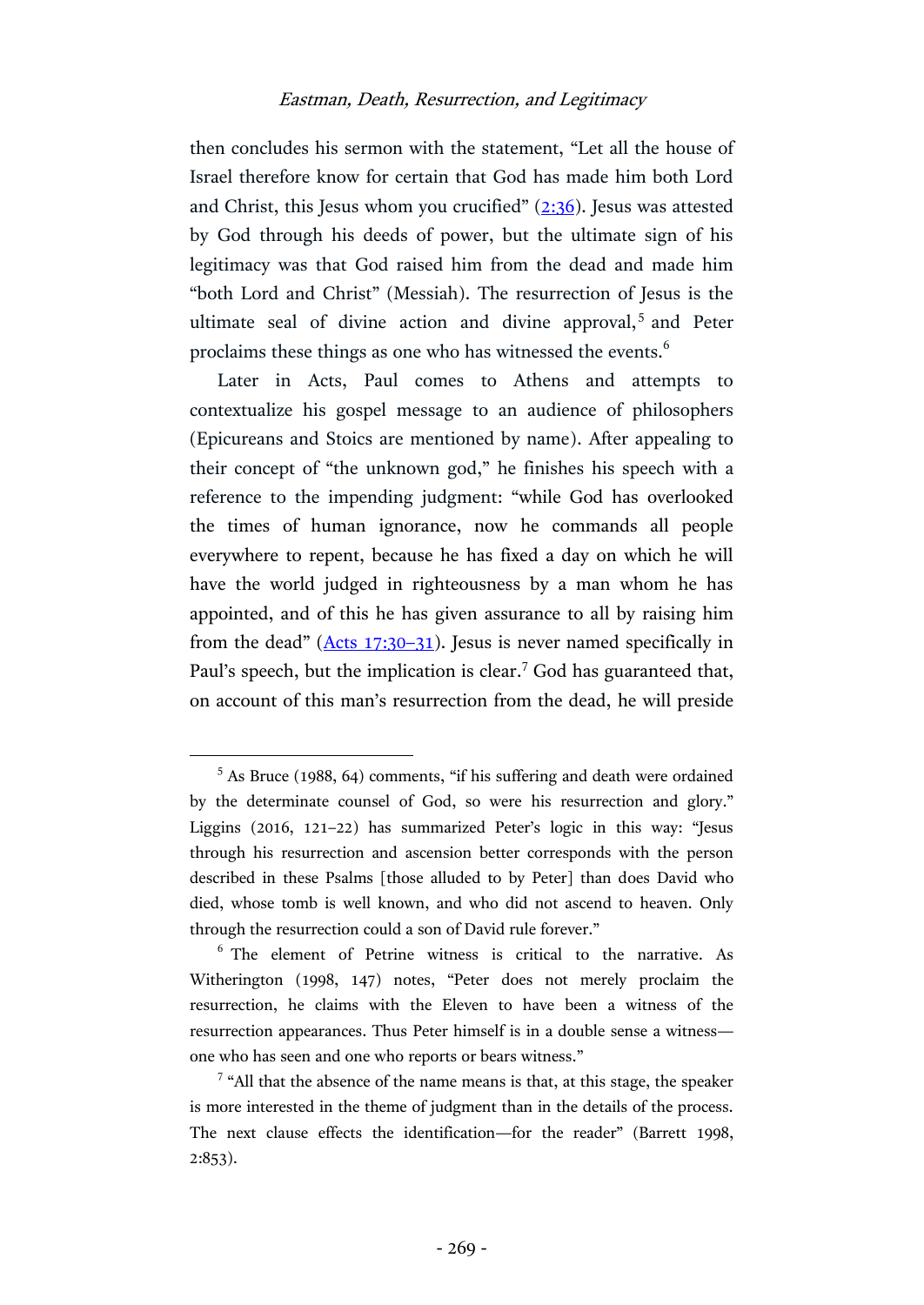then concludes his sermon with the statement, "Let all the house of Israel therefore know for certain that God has made him both Lord and Christ, this Jesus whom you crucified" (2:36). Jesus was attested by God through his deeds of power, but the ultimate sign of his legitimacy was that God raised him from the dead and made him "both Lord and Christ" (Messiah). The resurrection of Jesus is the ultimate seal of divine action and divine approval,[5] and Peter proclaims these things as one who has witnessed the events.[6]

Later in Acts, Paul comes to Athens and attempts to contextualize his gospel message to an audience of philosophers (Epicureans and Stoics are mentioned by name). After appealing to their concept of "the unknown god," he finishes his speech with a reference to the impending judgment: "while God has overlooked the times of human ignorance, now he commands all people everywhere to repent, because he has fixed a day on which he will have the world judged in righteousness by a man whom he has appointed, and of this he has given assurance to all by raising him from the dead" (Acts 17:30–31). Jesus is never named specifically in Paul's speech, but the implication is clear.[7] God has guaranteed that, on account of this man's resurrection from the dead, he will preside

---

[5] As Bruce (1988, 64) comments, "if his suffering and death were ordained by the determinate counsel of God, so were his resurrection and glory." Liggins (2016, 121–22) has summarized Peter's logic in this way: "Jesus through his resurrection and ascension better corresponds with the person described in these Psalms [those alluded to by Peter] than does David who died, whose tomb is well known, and who did not ascend to heaven. Only through the resurrection could a son of David rule forever."

[6] The element of Petrine witness is critical to the narrative. As Witherington (1998, 147) notes, "Peter does not merely proclaim the resurrection, he claims with the Eleven to have been a witness of the resurrection appearances. Thus Peter himself is in a double sense a witness—one who has seen and one who reports or bears witness."

[7] "All that the absence of the name means is that, at this stage, the speaker is more interested in the theme of judgment than in the details of the process. The next clause effects the identification—for the reader" (Barrett 1998, 2:853).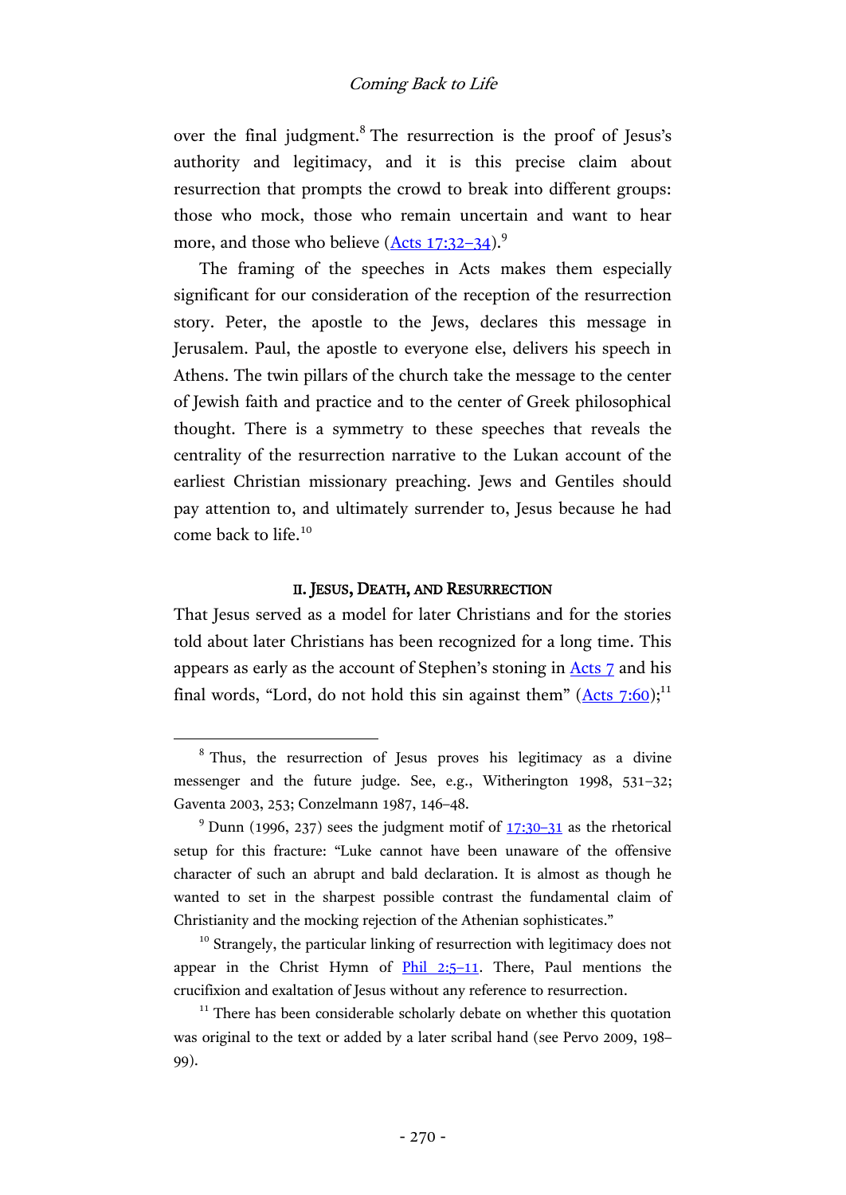over the final judgment.[8] The resurrection is the proof of Jesus's authority and legitimacy, and it is this precise claim about resurrection that prompts the crowd to break into different groups: those who mock, those who remain uncertain and want to hear more, and those who believe (Acts 17:32–34).[9]

The framing of the speeches in Acts makes them especially significant for our consideration of the reception of the resurrection story. Peter, the apostle to the Jews, declares this message in Jerusalem. Paul, the apostle to everyone else, delivers his speech in Athens. The twin pillars of the church take the message to the center of Jewish faith and practice and to the center of Greek philosophical thought. There is a symmetry to these speeches that reveals the centrality of the resurrection narrative to the Lukan account of the earliest Christian missionary preaching. Jews and Gentiles should pay attention to, and ultimately surrender to, Jesus because he had come back to life.[10]

## II. Jesus, Death, and Resurrection

That Jesus served as a model for later Christians and for the stories told about later Christians has been recognized for a long time. This appears as early as the account of Stephen's stoning in Acts 7 and his final words, "Lord, do not hold this sin against them" (Acts 7:60);[11]

---

[8] Thus, the resurrection of Jesus proves his legitimacy as a divine messenger and the future judge. See, e.g., Witherington 1998, 531–32; Gaventa 2003, 253; Conzelmann 1987, 146–48.

[9] Dunn (1996, 237) sees the judgment motif of 17:30–31 as the rhetorical setup for this fracture: "Luke cannot have been unaware of the offensive character of such an abrupt and bald declaration. It is almost as though he wanted to set in the sharpest possible contrast the fundamental claim of Christianity and the mocking rejection of the Athenian sophisticates."

[10] Strangely, the particular linking of resurrection with legitimacy does not appear in the Christ Hymn of Phil 2:5–11. There, Paul mentions the crucifixion and exaltation of Jesus without any reference to resurrection.

[11] There has been considerable scholarly debate on whether this quotation was original to the text or added by a later scribal hand (see Pervo 2009, 198–99).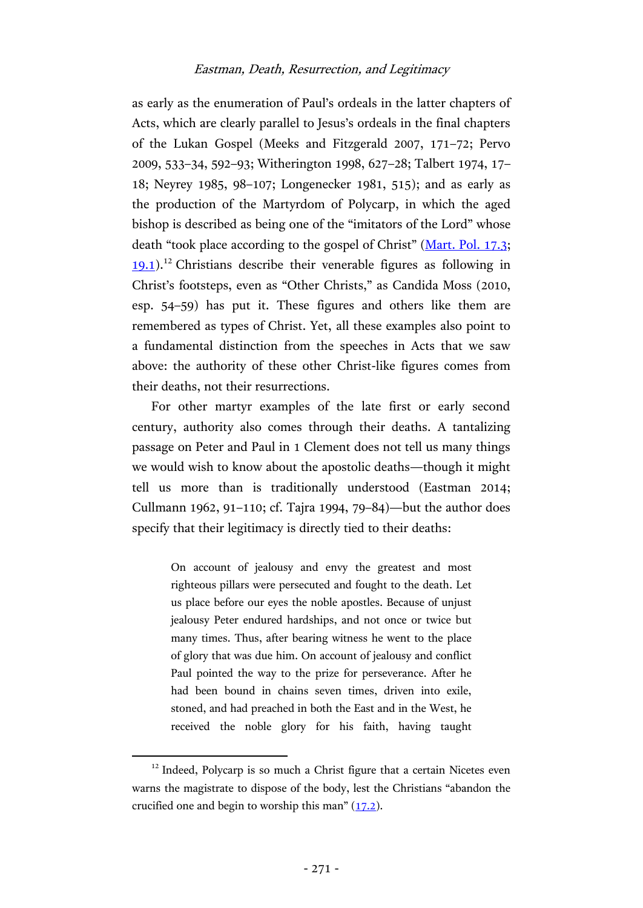as early as the enumeration of Paul's ordeals in the latter chapters of Acts, which are clearly parallel to Jesus's ordeals in the final chapters of the Lukan Gospel (Meeks and Fitzgerald 2007, 171–72; Pervo 2009, 533–34, 592–93; Witherington 1998, 627–28; Talbert 1974, 17–18; Neyrey 1985, 98–107; Longenecker 1981, 515); and as early as the production of the Martyrdom of Polycarp, in which the aged bishop is described as being one of the "imitators of the Lord" whose death "took place according to the gospel of Christ" (Mart. Pol. 17.3; 19.1).[12] Christians describe their venerable figures as following in Christ's footsteps, even as "Other Christs," as Candida Moss (2010, esp. 54–59) has put it. These figures and others like them are remembered as types of Christ. Yet, all these examples also point to a fundamental distinction from the speeches in Acts that we saw above: the authority of these other Christ-like figures comes from their deaths, not their resurrections.

For other martyr examples of the late first or early second century, authority also comes through their deaths. A tantalizing passage on Peter and Paul in 1 Clement does not tell us many things we would wish to know about the apostolic deaths—though it might tell us more than is traditionally understood (Eastman 2014; Cullmann 1962, 91–110; cf. Tajra 1994, 79–84)—but the author does specify that their legitimacy is directly tied to their deaths:

> On account of jealousy and envy the greatest and most righteous pillars were persecuted and fought to the death. Let us place before our eyes the noble apostles. Because of unjust jealousy Peter endured hardships, and not once or twice but many times. Thus, after bearing witness he went to the place of glory that was due him. On account of jealousy and conflict Paul pointed the way to the prize for perseverance. After he had been bound in chains seven times, driven into exile, stoned, and had preached in both the East and in the West, he received the noble glory for his faith, having taught

[12] Indeed, Polycarp is so much a Christ figure that a certain Nicetes even warns the magistrate to dispose of the body, lest the Christians "abandon the crucified one and begin to worship this man" (17.2).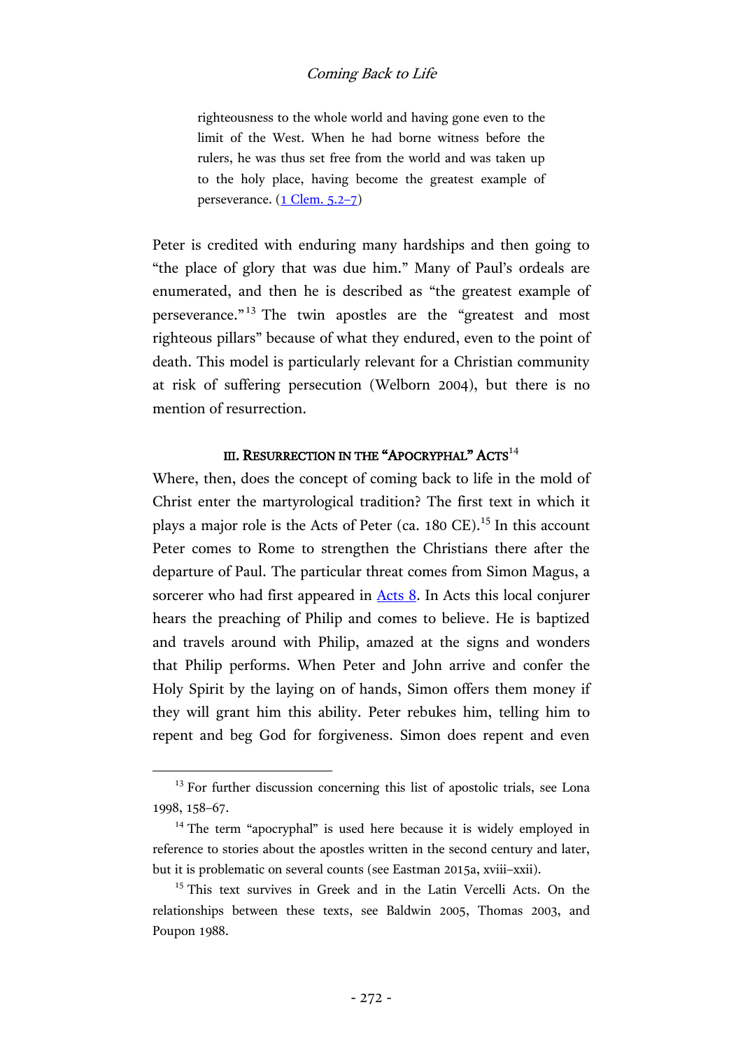> righteousness to the whole world and having gone even to the limit of the West. When he had borne witness before the rulers, he was thus set free from the world and was taken up to the holy place, having become the greatest example of perseverance. (1 Clem. 5.2–7)

Peter is credited with enduring many hardships and then going to "the place of glory that was due him." Many of Paul's ordeals are enumerated, and then he is described as "the greatest example of perseverance."[13] The twin apostles are the "greatest and most righteous pillars" because of what they endured, even to the point of death. This model is particularly relevant for a Christian community at risk of suffering persecution (Welborn 2004), but there is no mention of resurrection.

## III. Resurrection in the "Apocryphal" Acts[14]

Where, then, does the concept of coming back to life in the mold of Christ enter the martyrological tradition? The first text in which it plays a major role is the Acts of Peter (ca. 180 CE).[15] In this account Peter comes to Rome to strengthen the Christians there after the departure of Paul. The particular threat comes from Simon Magus, a sorcerer who had first appeared in Acts 8. In Acts this local conjurer hears the preaching of Philip and comes to believe. He is baptized and travels around with Philip, amazed at the signs and wonders that Philip performs. When Peter and John arrive and confer the Holy Spirit by the laying on of hands, Simon offers them money if they will grant him this ability. Peter rebukes him, telling him to repent and beg God for forgiveness. Simon does repent and even

---

[13] For further discussion concerning this list of apostolic trials, see Lona 1998, 158–67.

[14] The term "apocryphal" is used here because it is widely employed in reference to stories about the apostles written in the second century and later, but it is problematic on several counts (see Eastman 2015a, xviii–xxii).

[15] This text survives in Greek and in the Latin Vercelli Acts. On the relationships between these texts, see Baldwin 2005, Thomas 2003, and Poupon 1988.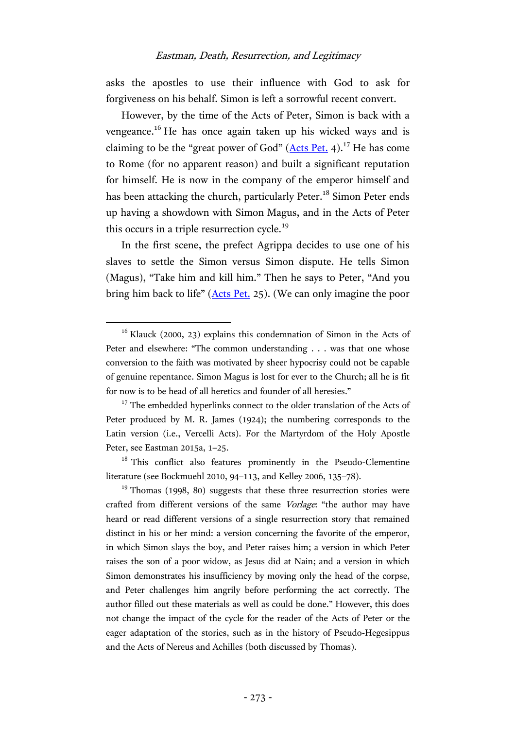asks the apostles to use their influence with God to ask for forgiveness on his behalf. Simon is left a sorrowful recent convert.

However, by the time of the Acts of Peter, Simon is back with a vengeance.[16] He has once again taken up his wicked ways and is claiming to be the "great power of God" (Acts Pet. 4).[17] He has come to Rome (for no apparent reason) and built a significant reputation for himself. He is now in the company of the emperor himself and has been attacking the church, particularly Peter.[18] Simon Peter ends up having a showdown with Simon Magus, and in the Acts of Peter this occurs in a triple resurrection cycle.[19]

In the first scene, the prefect Agrippa decides to use one of his slaves to settle the Simon versus Simon dispute. He tells Simon (Magus), "Take him and kill him." Then he says to Peter, "And you bring him back to life" (Acts Pet. 25). (We can only imagine the poor

---

[16] Klauck (2000, 23) explains this condemnation of Simon in the Acts of Peter and elsewhere: "The common understanding . . . was that one whose conversion to the faith was motivated by sheer hypocrisy could not be capable of genuine repentance. Simon Magus is lost for ever to the Church; all he is fit for now is to be head of all heretics and founder of all heresies."

[17] The embedded hyperlinks connect to the older translation of the Acts of Peter produced by M. R. James (1924); the numbering corresponds to the Latin version (i.e., Vercelli Acts). For the Martyrdom of the Holy Apostle Peter, see Eastman 2015a, 1–25.

[18] This conflict also features prominently in the Pseudo-Clementine literature (see Bockmuehl 2010, 94–113, and Kelley 2006, 135–78).

[19] Thomas (1998, 80) suggests that these three resurrection stories were crafted from different versions of the same *Vorlage*: "the author may have heard or read different versions of a single resurrection story that remained distinct in his or her mind: a version concerning the favorite of the emperor, in which Simon slays the boy, and Peter raises him; a version in which Peter raises the son of a poor widow, as Jesus did at Nain; and a version in which Simon demonstrates his insufficiency by moving only the head of the corpse, and Peter challenges him angrily before performing the act correctly. The author filled out these materials as well as could be done." However, this does not change the impact of the cycle for the reader of the Acts of Peter or the eager adaptation of the stories, such as in the history of Pseudo-Hegesippus and the Acts of Nereus and Achilles (both discussed by Thomas).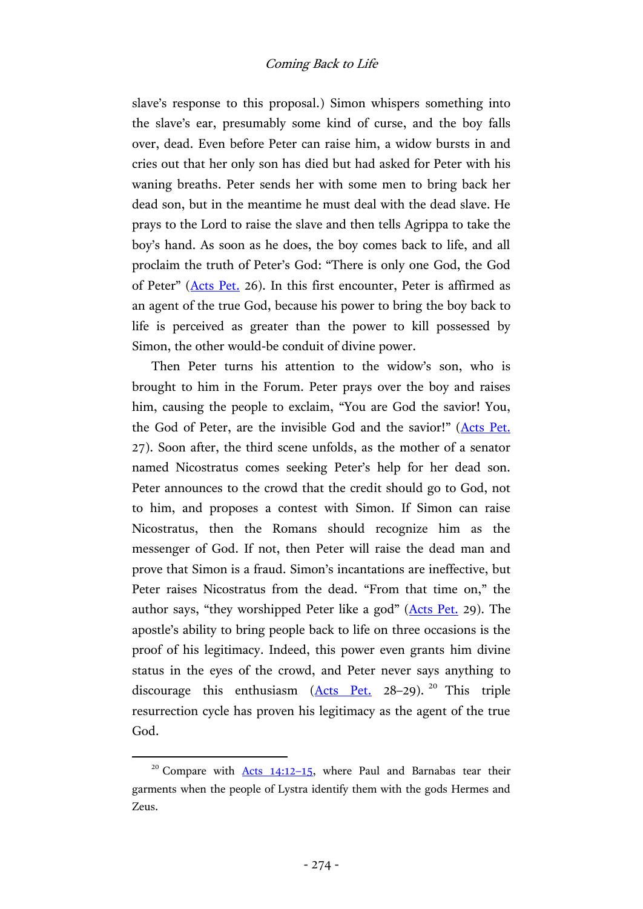slave's response to this proposal.) Simon whispers something into the slave's ear, presumably some kind of curse, and the boy falls over, dead. Even before Peter can raise him, a widow bursts in and cries out that her only son has died but had asked for Peter with his waning breaths. Peter sends her with some men to bring back her dead son, but in the meantime he must deal with the dead slave. He prays to the Lord to raise the slave and then tells Agrippa to take the boy's hand. As soon as he does, the boy comes back to life, and all proclaim the truth of Peter's God: "There is only one God, the God of Peter" (Acts Pet. 26). In this first encounter, Peter is affirmed as an agent of the true God, because his power to bring the boy back to life is perceived as greater than the power to kill possessed by Simon, the other would-be conduit of divine power.

Then Peter turns his attention to the widow's son, who is brought to him in the Forum. Peter prays over the boy and raises him, causing the people to exclaim, "You are God the savior! You, the God of Peter, are the invisible God and the savior!" (Acts Pet. 27). Soon after, the third scene unfolds, as the mother of a senator named Nicostratus comes seeking Peter's help for her dead son. Peter announces to the crowd that the credit should go to God, not to him, and proposes a contest with Simon. If Simon can raise Nicostratus, then the Romans should recognize him as the messenger of God. If not, then Peter will raise the dead man and prove that Simon is a fraud. Simon's incantations are ineffective, but Peter raises Nicostratus from the dead. "From that time on," the author says, "they worshipped Peter like a god" (Acts Pet. 29). The apostle's ability to bring people back to life on three occasions is the proof of his legitimacy. Indeed, this power even grants him divine status in the eyes of the crowd, and Peter never says anything to discourage this enthusiasm (Acts Pet. 28–29).[20] This triple resurrection cycle has proven his legitimacy as the agent of the true God.

---

[20] Compare with Acts 14:12–15, where Paul and Barnabas tear their garments when the people of Lystra identify them with the gods Hermes and Zeus.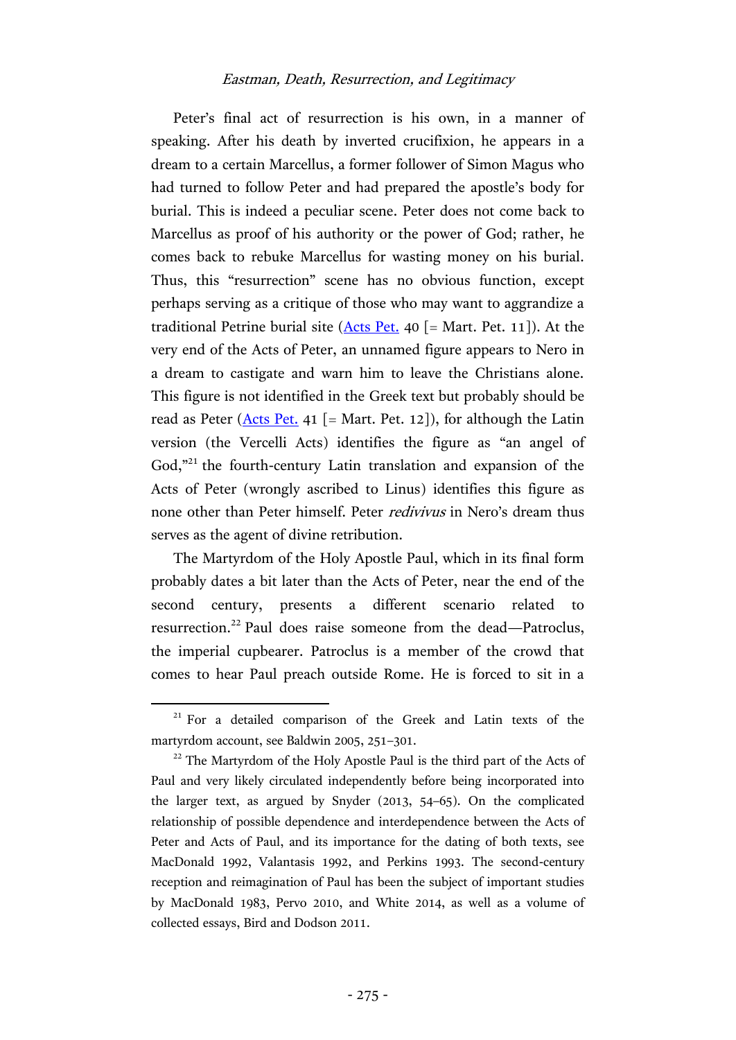Peter's final act of resurrection is his own, in a manner of speaking. After his death by inverted crucifixion, he appears in a dream to a certain Marcellus, a former follower of Simon Magus who had turned to follow Peter and had prepared the apostle's body for burial. This is indeed a peculiar scene. Peter does not come back to Marcellus as proof of his authority or the power of God; rather, he comes back to rebuke Marcellus for wasting money on his burial. Thus, this "resurrection" scene has no obvious function, except perhaps serving as a critique of those who may want to aggrandize a traditional Petrine burial site (Acts Pet. 40 [= Mart. Pet. 11]). At the very end of the Acts of Peter, an unnamed figure appears to Nero in a dream to castigate and warn him to leave the Christians alone. This figure is not identified in the Greek text but probably should be read as Peter (Acts Pet. 41 [= Mart. Pet. 12]), for although the Latin version (the Vercelli Acts) identifies the figure as "an angel of God,"[21] the fourth-century Latin translation and expansion of the Acts of Peter (wrongly ascribed to Linus) identifies this figure as none other than Peter himself. Peter *redivivus* in Nero's dream thus serves as the agent of divine retribution.

The Martyrdom of the Holy Apostle Paul, which in its final form probably dates a bit later than the Acts of Peter, near the end of the second century, presents a different scenario related to resurrection.[22] Paul does raise someone from the dead—Patroclus, the imperial cupbearer. Patroclus is a member of the crowd that comes to hear Paul preach outside Rome. He is forced to sit in a

[21] For a detailed comparison of the Greek and Latin texts of the martyrdom account, see Baldwin 2005, 251–301.

[22] The Martyrdom of the Holy Apostle Paul is the third part of the Acts of Paul and very likely circulated independently before being incorporated into the larger text, as argued by Snyder (2013, 54–65). On the complicated relationship of possible dependence and interdependence between the Acts of Peter and Acts of Paul, and its importance for the dating of both texts, see MacDonald 1992, Valantasis 1992, and Perkins 1993. The second-century reception and reimagination of Paul has been the subject of important studies by MacDonald 1983, Pervo 2010, and White 2014, as well as a volume of collected essays, Bird and Dodson 2011.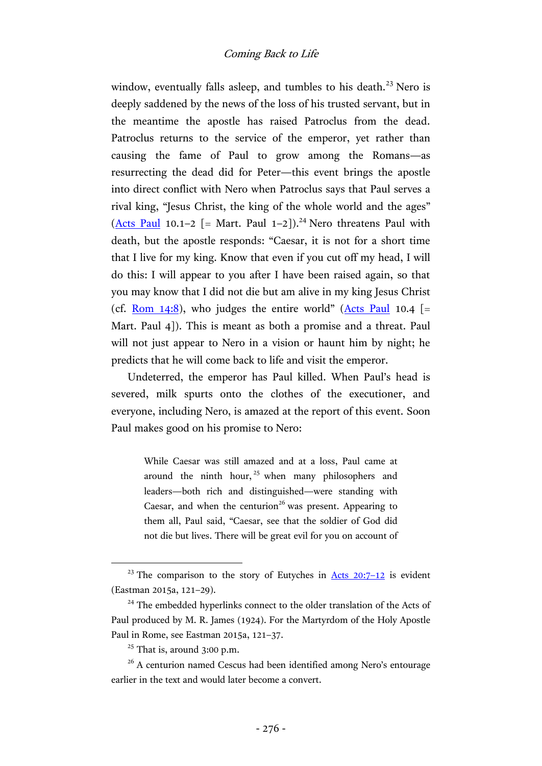window, eventually falls asleep, and tumbles to his death.[23] Nero is deeply saddened by the news of the loss of his trusted servant, but in the meantime the apostle has raised Patroclus from the dead. Patroclus returns to the service of the emperor, yet rather than causing the fame of Paul to grow among the Romans—as resurrecting the dead did for Peter—this event brings the apostle into direct conflict with Nero when Patroclus says that Paul serves a rival king, "Jesus Christ, the king of the whole world and the ages" (Acts Paul 10.1–2 [= Mart. Paul 1–2]).[24] Nero threatens Paul with death, but the apostle responds: "Caesar, it is not for a short time that I live for my king. Know that even if you cut off my head, I will do this: I will appear to you after I have been raised again, so that you may know that I did not die but am alive in my king Jesus Christ (cf. Rom 14:8), who judges the entire world" (Acts Paul 10.4 [= Mart. Paul 4]). This is meant as both a promise and a threat. Paul will not just appear to Nero in a vision or haunt him by night; he predicts that he will come back to life and visit the emperor.

Undeterred, the emperor has Paul killed. When Paul's head is severed, milk spurts onto the clothes of the executioner, and everyone, including Nero, is amazed at the report of this event. Soon Paul makes good on his promise to Nero:

> While Caesar was still amazed and at a loss, Paul came at around the ninth hour,[25] when many philosophers and leaders—both rich and distinguished—were standing with Caesar, and when the centurion[26] was present. Appearing to them all, Paul said, "Caesar, see that the soldier of God did not die but lives. There will be great evil for you on account of

---

[23] The comparison to the story of Eutyches in Acts 20:7–12 is evident (Eastman 2015a, 121–29).

[24] The embedded hyperlinks connect to the older translation of the Acts of Paul produced by M. R. James (1924). For the Martyrdom of the Holy Apostle Paul in Rome, see Eastman 2015a, 121–37.

[25] That is, around 3:00 p.m.

[26] A centurion named Cescus had been identified among Nero's entourage earlier in the text and would later become a convert.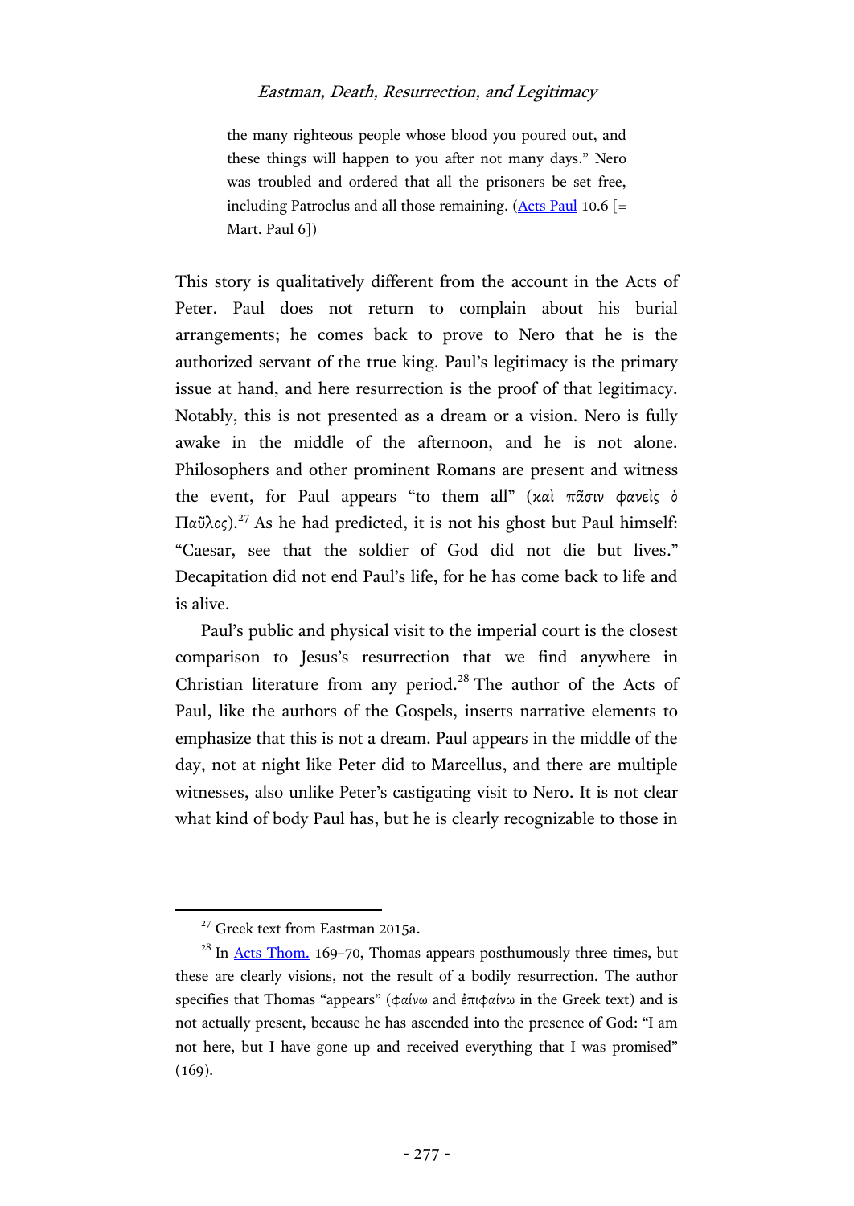> the many righteous people whose blood you poured out, and these things will happen to you after not many days." Nero was troubled and ordered that all the prisoners be set free, including Patroclus and all those remaining. (Acts Paul 10.6 [= Mart. Paul 6])

This story is qualitatively different from the account in the Acts of Peter. Paul does not return to complain about his burial arrangements; he comes back to prove to Nero that he is the authorized servant of the true king. Paul's legitimacy is the primary issue at hand, and here resurrection is the proof of that legitimacy. Notably, this is not presented as a dream or a vision. Nero is fully awake in the middle of the afternoon, and he is not alone. Philosophers and other prominent Romans are present and witness the event, for Paul appears "to them all" (καὶ πᾶσιν φανεὶς ὁ Παῦλος).[27] As he had predicted, it is not his ghost but Paul himself: "Caesar, see that the soldier of God did not die but lives." Decapitation did not end Paul's life, for he has come back to life and is alive.

Paul's public and physical visit to the imperial court is the closest comparison to Jesus's resurrection that we find anywhere in Christian literature from any period.[28] The author of the Acts of Paul, like the authors of the Gospels, inserts narrative elements to emphasize that this is not a dream. Paul appears in the middle of the day, not at night like Peter did to Marcellus, and there are multiple witnesses, also unlike Peter's castigating visit to Nero. It is not clear what kind of body Paul has, but he is clearly recognizable to those in

[27] Greek text from Eastman 2015a.

[28] In Acts Thom. 169–70, Thomas appears posthumously three times, but these are clearly visions, not the result of a bodily resurrection. The author specifies that Thomas "appears" (φαίνω and ἐπιφαίνω in the Greek text) and is not actually present, because he has ascended into the presence of God: "I am not here, but I have gone up and received everything that I was promised" (169).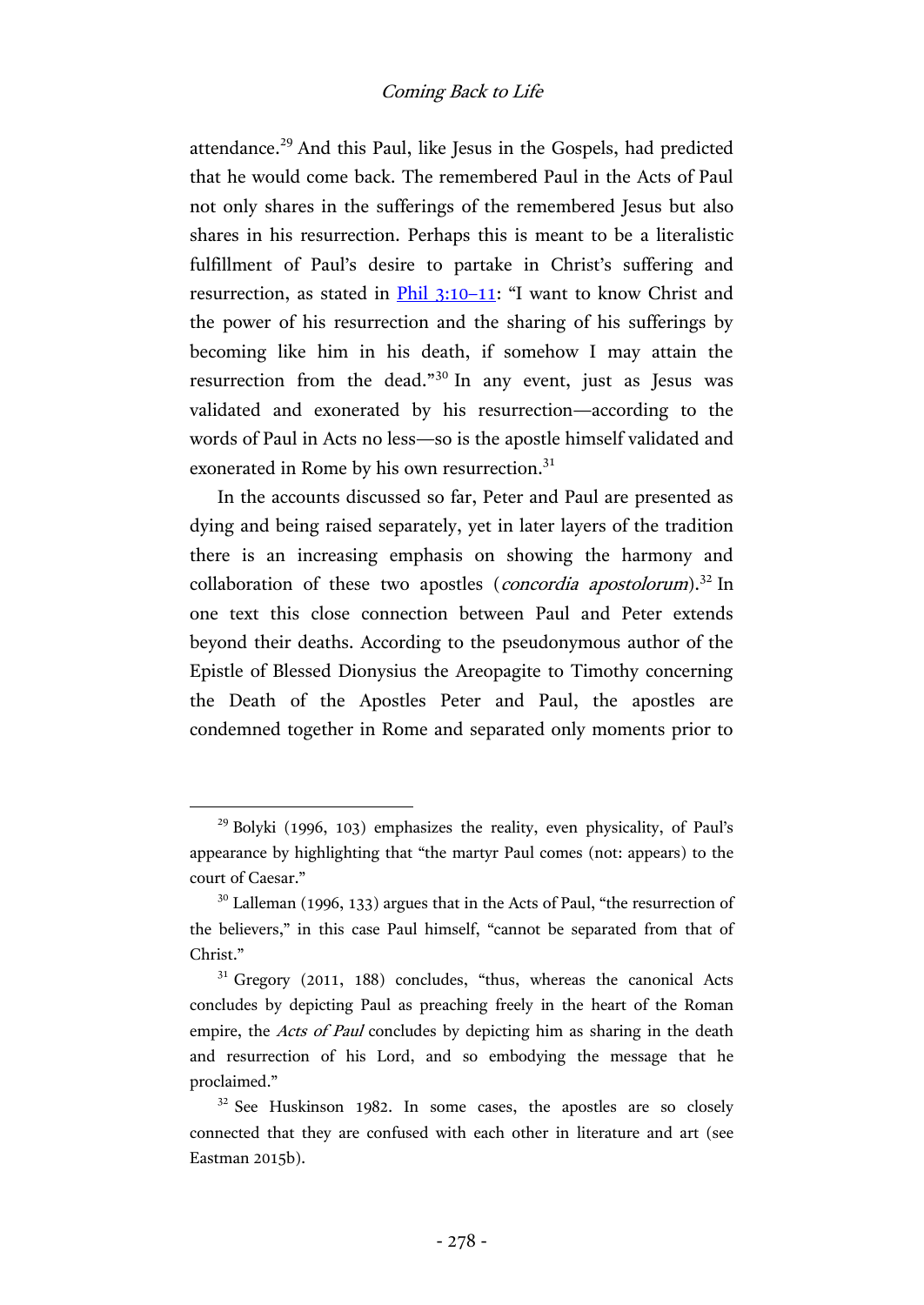attendance.[29] And this Paul, like Jesus in the Gospels, had predicted that he would come back. The remembered Paul in the Acts of Paul not only shares in the sufferings of the remembered Jesus but also shares in his resurrection. Perhaps this is meant to be a literalistic fulfillment of Paul's desire to partake in Christ's suffering and resurrection, as stated in Phil 3:10–11: "I want to know Christ and the power of his resurrection and the sharing of his sufferings by becoming like him in his death, if somehow I may attain the resurrection from the dead."[30] In any event, just as Jesus was validated and exonerated by his resurrection—according to the words of Paul in Acts no less—so is the apostle himself validated and exonerated in Rome by his own resurrection.[31]

In the accounts discussed so far, Peter and Paul are presented as dying and being raised separately, yet in later layers of the tradition there is an increasing emphasis on showing the harmony and collaboration of these two apostles (*concordia apostolorum*).[32] In one text this close connection between Paul and Peter extends beyond their deaths. According to the pseudonymous author of the Epistle of Blessed Dionysius the Areopagite to Timothy concerning the Death of the Apostles Peter and Paul, the apostles are condemned together in Rome and separated only moments prior to

---

[29] Bolyki (1996, 103) emphasizes the reality, even physicality, of Paul's appearance by highlighting that "the martyr Paul comes (not: appears) to the court of Caesar."

[30] Lalleman (1996, 133) argues that in the Acts of Paul, "the resurrection of the believers," in this case Paul himself, "cannot be separated from that of Christ."

[31] Gregory (2011, 188) concludes, "thus, whereas the canonical Acts concludes by depicting Paul as preaching freely in the heart of the Roman empire, the *Acts of Paul* concludes by depicting him as sharing in the death and resurrection of his Lord, and so embodying the message that he proclaimed."

[32] See Huskinson 1982. In some cases, the apostles are so closely connected that they are confused with each other in literature and art (see Eastman 2015b).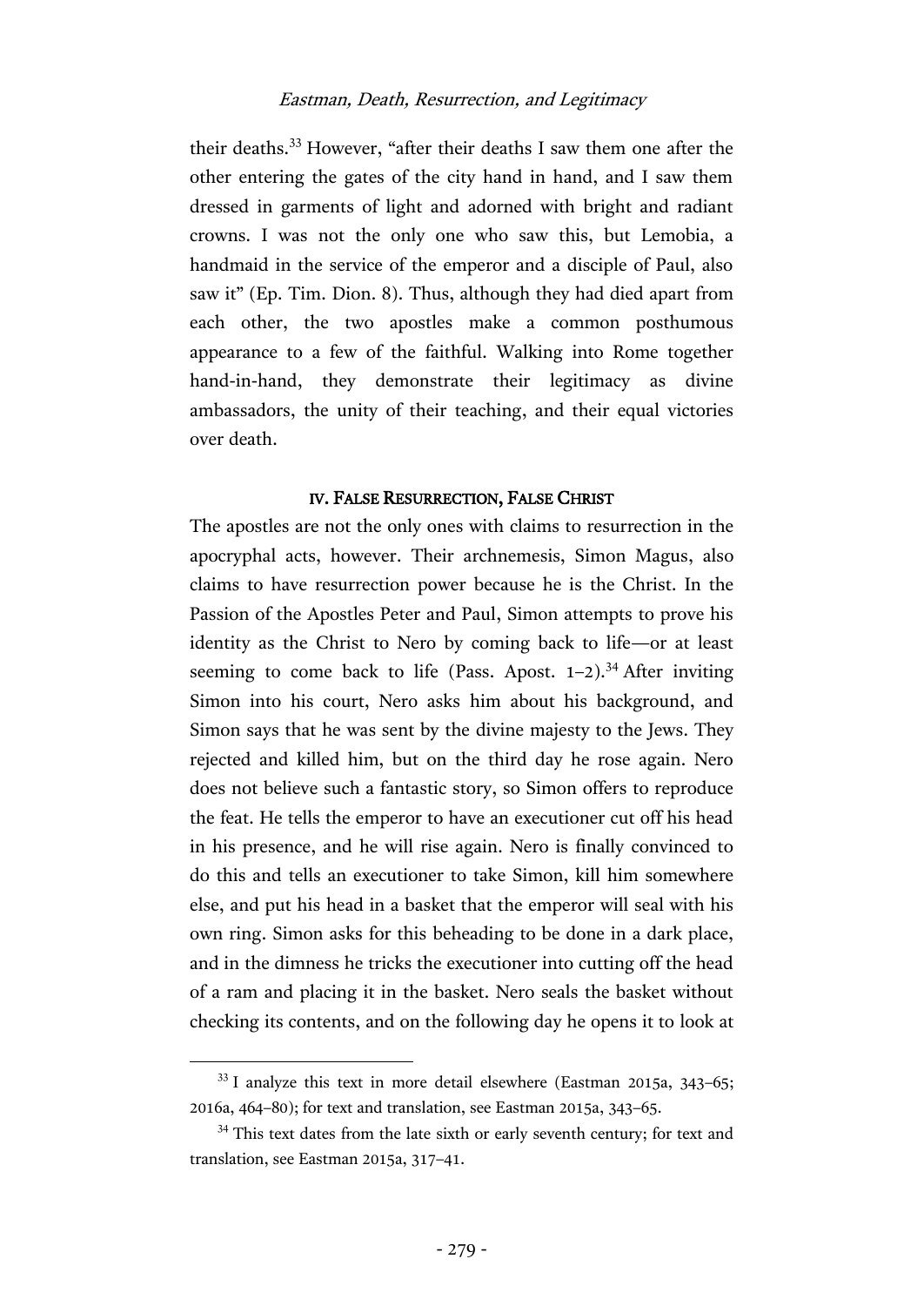their deaths.[33] However, "after their deaths I saw them one after the other entering the gates of the city hand in hand, and I saw them dressed in garments of light and adorned with bright and radiant crowns. I was not the only one who saw this, but Lemobia, a handmaid in the service of the emperor and a disciple of Paul, also saw it" (Ep. Tim. Dion. 8). Thus, although they had died apart from each other, the two apostles make a common posthumous appearance to a few of the faithful. Walking into Rome together hand-in-hand, they demonstrate their legitimacy as divine ambassadors, the unity of their teaching, and their equal victories over death.

## IV. FALSE RESURRECTION, FALSE CHRIST

The apostles are not the only ones with claims to resurrection in the apocryphal acts, however. Their archnemesis, Simon Magus, also claims to have resurrection power because he is the Christ. In the Passion of the Apostles Peter and Paul, Simon attempts to prove his identity as the Christ to Nero by coming back to life—or at least seeming to come back to life (Pass. Apost. 1–2).[34] After inviting Simon into his court, Nero asks him about his background, and Simon says that he was sent by the divine majesty to the Jews. They rejected and killed him, but on the third day he rose again. Nero does not believe such a fantastic story, so Simon offers to reproduce the feat. He tells the emperor to have an executioner cut off his head in his presence, and he will rise again. Nero is finally convinced to do this and tells an executioner to take Simon, kill him somewhere else, and put his head in a basket that the emperor will seal with his own ring. Simon asks for this beheading to be done in a dark place, and in the dimness he tricks the executioner into cutting off the head of a ram and placing it in the basket. Nero seals the basket without checking its contents, and on the following day he opens it to look at

---

[33] I analyze this text in more detail elsewhere (Eastman 2015a, 343–65; 2016a, 464–80); for text and translation, see Eastman 2015a, 343–65.

[34] This text dates from the late sixth or early seventh century; for text and translation, see Eastman 2015a, 317–41.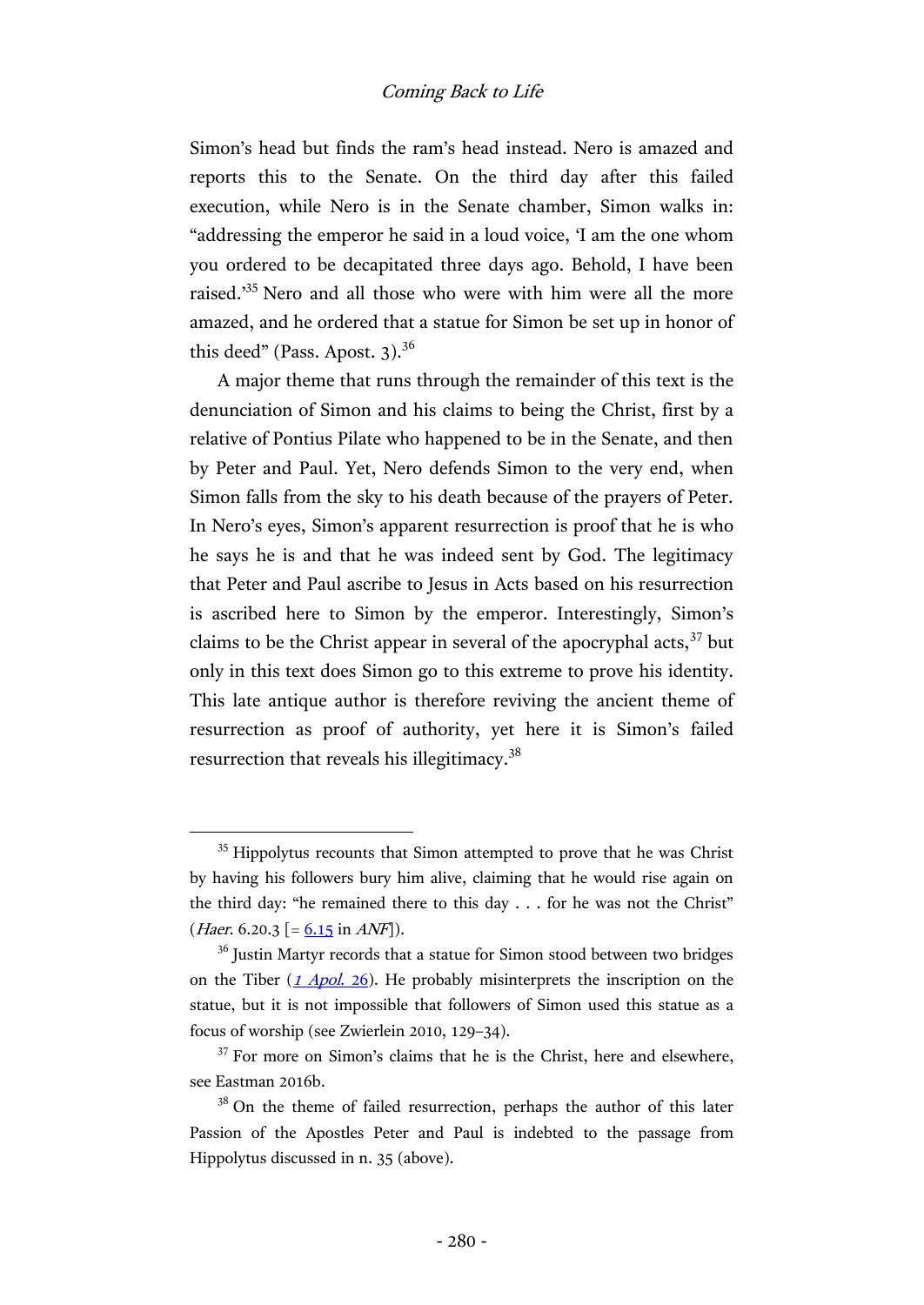Simon's head but finds the ram's head instead. Nero is amazed and reports this to the Senate. On the third day after this failed execution, while Nero is in the Senate chamber, Simon walks in: "addressing the emperor he said in a loud voice, 'I am the one whom you ordered to be decapitated three days ago. Behold, I have been raised.'[35] Nero and all those who were with him were all the more amazed, and he ordered that a statue for Simon be set up in honor of this deed" (Pass. Apost. 3).[36]

A major theme that runs through the remainder of this text is the denunciation of Simon and his claims to being the Christ, first by a relative of Pontius Pilate who happened to be in the Senate, and then by Peter and Paul. Yet, Nero defends Simon to the very end, when Simon falls from the sky to his death because of the prayers of Peter. In Nero's eyes, Simon's apparent resurrection is proof that he is who he says he is and that he was indeed sent by God. The legitimacy that Peter and Paul ascribe to Jesus in Acts based on his resurrection is ascribed here to Simon by the emperor. Interestingly, Simon's claims to be the Christ appear in several of the apocryphal acts,[37] but only in this text does Simon go to this extreme to prove his identity. This late antique author is therefore reviving the ancient theme of resurrection as proof of authority, yet here it is Simon's failed resurrection that reveals his illegitimacy.[38]

---

[35] Hippolytus recounts that Simon attempted to prove that he was Christ by having his followers bury him alive, claiming that he would rise again on the third day: "he remained there to this day . . . for he was not the Christ" (*Haer.* 6.20.3 [= 6.15 in *ANF*]).

[36] Justin Martyr records that a statue for Simon stood between two bridges on the Tiber (*1 Apol.* 26). He probably misinterprets the inscription on the statue, but it is not impossible that followers of Simon used this statue as a focus of worship (see Zwierlein 2010, 129–34).

[37] For more on Simon's claims that he is the Christ, here and elsewhere, see Eastman 2016b.

[38] On the theme of failed resurrection, perhaps the author of this later Passion of the Apostles Peter and Paul is indebted to the passage from Hippolytus discussed in n. 35 (above).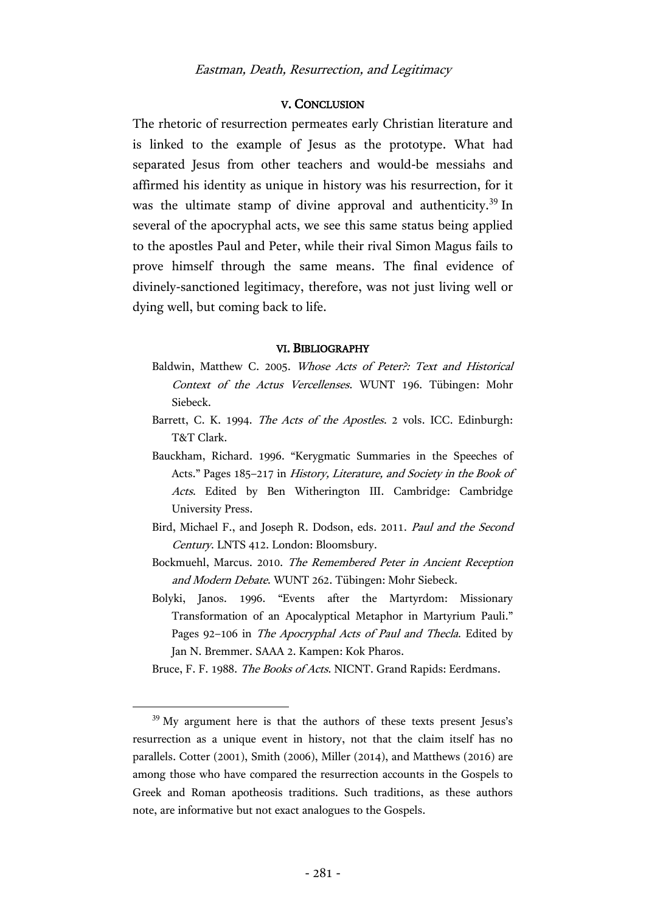## V. CONCLUSION

The rhetoric of resurrection permeates early Christian literature and is linked to the example of Jesus as the prototype. What had separated Jesus from other teachers and would-be messiahs and affirmed his identity as unique in history was his resurrection, for it was the ultimate stamp of divine approval and authenticity.[39] In several of the apocryphal acts, we see this same status being applied to the apostles Paul and Peter, while their rival Simon Magus fails to prove himself through the same means. The final evidence of divinely-sanctioned legitimacy, therefore, was not just living well or dying well, but coming back to life.

## VI. BIBLIOGRAPHY

Baldwin, Matthew C. 2005. *Whose Acts of Peter?: Text and Historical Context of the Actus Vercellenses*. WUNT 196. Tübingen: Mohr Siebeck.

Barrett, C. K. 1994. *The Acts of the Apostles*. 2 vols. ICC. Edinburgh: T&T Clark.

Bauckham, Richard. 1996. "Kerygmatic Summaries in the Speeches of Acts." Pages 185–217 in *History, Literature, and Society in the Book of Acts*. Edited by Ben Witherington III. Cambridge: Cambridge University Press.

Bird, Michael F., and Joseph R. Dodson, eds. 2011. *Paul and the Second Century*. LNTS 412. London: Bloomsbury.

Bockmuehl, Marcus. 2010. *The Remembered Peter in Ancient Reception and Modern Debate*. WUNT 262. Tübingen: Mohr Siebeck.

Bolyki, Janos. 1996. "Events after the Martyrdom: Missionary Transformation of an Apocalyptical Metaphor in Martyrium Pauli." Pages 92–106 in *The Apocryphal Acts of Paul and Thecla*. Edited by Jan N. Bremmer. SAAA 2. Kampen: Kok Pharos.

Bruce, F. F. 1988. *The Books of Acts*. NICNT. Grand Rapids: Eerdmans.

---

[39] My argument here is that the authors of these texts present Jesus's resurrection as a unique event in history, not that the claim itself has no parallels. Cotter (2001), Smith (2006), Miller (2014), and Matthews (2016) are among those who have compared the resurrection accounts in the Gospels to Greek and Roman apotheosis traditions. Such traditions, as these authors note, are informative but not exact analogues to the Gospels.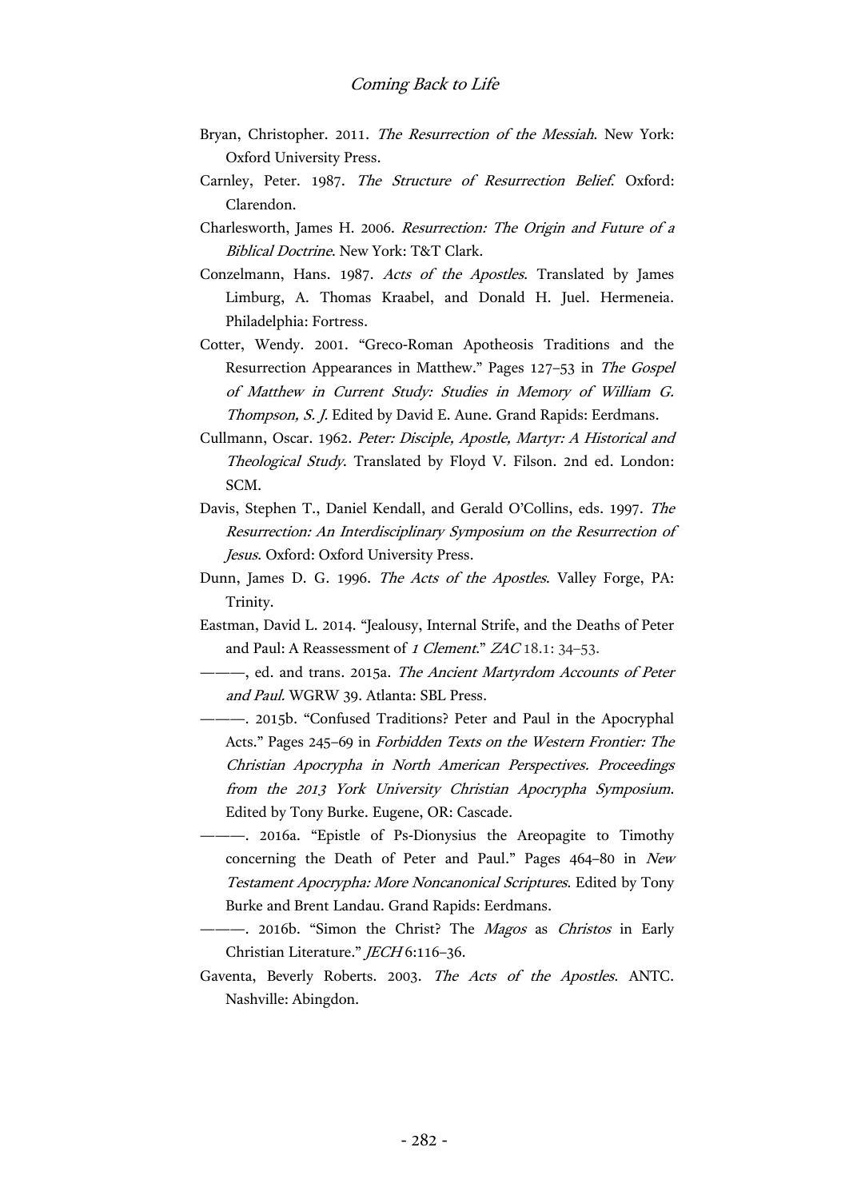Bryan, Christopher. 2011. *The Resurrection of the Messiah*. New York: Oxford University Press.

Carnley, Peter. 1987. *The Structure of Resurrection Belief.* Oxford: Clarendon.

Charlesworth, James H. 2006. *Resurrection: The Origin and Future of a Biblical Doctrine*. New York: T&T Clark.

Conzelmann, Hans. 1987. *Acts of the Apostles*. Translated by James Limburg, A. Thomas Kraabel, and Donald H. Juel. Hermeneia. Philadelphia: Fortress.

Cotter, Wendy. 2001. "Greco-Roman Apotheosis Traditions and the Resurrection Appearances in Matthew." Pages 127–53 in *The Gospel of Matthew in Current Study: Studies in Memory of William G. Thompson, S. J.* Edited by David E. Aune. Grand Rapids: Eerdmans.

Cullmann, Oscar. 1962. *Peter: Disciple, Apostle, Martyr: A Historical and Theological Study*. Translated by Floyd V. Filson. 2nd ed. London: SCM.

Davis, Stephen T., Daniel Kendall, and Gerald O'Collins, eds. 1997. *The Resurrection: An Interdisciplinary Symposium on the Resurrection of Jesus*. Oxford: Oxford University Press.

Dunn, James D. G. 1996. *The Acts of the Apostles*. Valley Forge, PA: Trinity.

Eastman, David L. 2014. "Jealousy, Internal Strife, and the Deaths of Peter and Paul: A Reassessment of *1 Clement*." *ZAC* 18.1: 34–53.

———, ed. and trans. 2015a. *The Ancient Martyrdom Accounts of Peter and Paul.* WGRW 39. Atlanta: SBL Press.

———. 2015b. "Confused Traditions? Peter and Paul in the Apocryphal Acts." Pages 245–69 in *Forbidden Texts on the Western Frontier: The Christian Apocrypha in North American Perspectives. Proceedings from the 2013 York University Christian Apocrypha Symposium*. Edited by Tony Burke. Eugene, OR: Cascade.

———. 2016a. "Epistle of Ps-Dionysius the Areopagite to Timothy concerning the Death of Peter and Paul." Pages 464–80 in *New Testament Apocrypha: More Noncanonical Scriptures*. Edited by Tony Burke and Brent Landau. Grand Rapids: Eerdmans.

———. 2016b. "Simon the Christ? The *Magos* as *Christos* in Early Christian Literature." *JECH* 6:116–36.

Gaventa, Beverly Roberts. 2003. *The Acts of the Apostles*. ANTC. Nashville: Abingdon.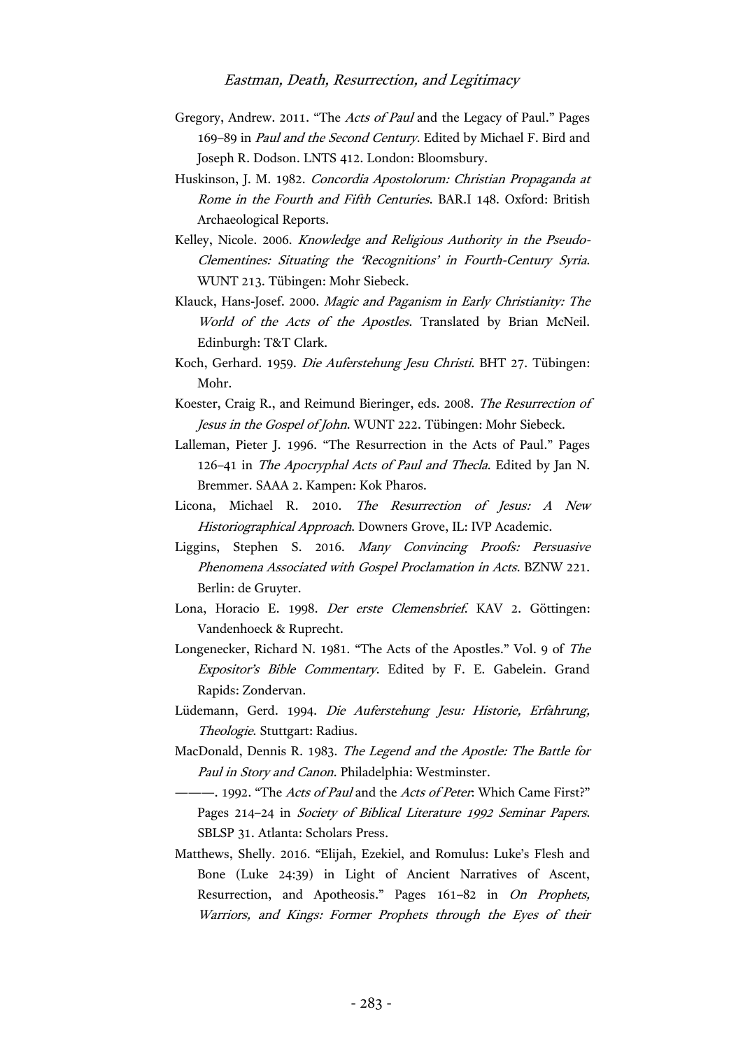Gregory, Andrew. 2011. "The *Acts of Paul* and the Legacy of Paul." Pages 169–89 in *Paul and the Second Century*. Edited by Michael F. Bird and Joseph R. Dodson. LNTS 412. London: Bloomsbury.

Huskinson, J. M. 1982. *Concordia Apostolorum: Christian Propaganda at Rome in the Fourth and Fifth Centuries*. BAR.I 148. Oxford: British Archaeological Reports.

Kelley, Nicole. 2006. *Knowledge and Religious Authority in the Pseudo-Clementines: Situating the 'Recognitions' in Fourth-Century Syria*. WUNT 213. Tübingen: Mohr Siebeck.

Klauck, Hans-Josef. 2000. *Magic and Paganism in Early Christianity: The World of the Acts of the Apostles*. Translated by Brian McNeil. Edinburgh: T&T Clark.

Koch, Gerhard. 1959. *Die Auferstehung Jesu Christi*. BHT 27. Tübingen: Mohr.

Koester, Craig R., and Reimund Bieringer, eds. 2008. *The Resurrection of Jesus in the Gospel of John*. WUNT 222. Tübingen: Mohr Siebeck.

Lalleman, Pieter J. 1996. "The Resurrection in the Acts of Paul." Pages 126–41 in *The Apocryphal Acts of Paul and Thecla*. Edited by Jan N. Bremmer. SAAA 2. Kampen: Kok Pharos.

Licona, Michael R. 2010. *The Resurrection of Jesus: A New Historiographical Approach*. Downers Grove, IL: IVP Academic.

Liggins, Stephen S. 2016. *Many Convincing Proofs: Persuasive Phenomena Associated with Gospel Proclamation in Acts*. BZNW 221. Berlin: de Gruyter.

Lona, Horacio E. 1998. *Der erste Clemensbrief*. KAV 2. Göttingen: Vandenhoeck & Ruprecht.

Longenecker, Richard N. 1981. "The Acts of the Apostles." Vol. 9 of *The Expositor's Bible Commentary*. Edited by F. E. Gabelein. Grand Rapids: Zondervan.

Lüdemann, Gerd. 1994. *Die Auferstehung Jesu: Historie, Erfahrung, Theologie*. Stuttgart: Radius.

MacDonald, Dennis R. 1983. *The Legend and the Apostle: The Battle for Paul in Story and Canon*. Philadelphia: Westminster.

———. 1992. "The *Acts of Paul* and the *Acts of Peter*: Which Came First?" Pages 214–24 in *Society of Biblical Literature 1992 Seminar Papers*. SBLSP 31. Atlanta: Scholars Press.

Matthews, Shelly. 2016. "Elijah, Ezekiel, and Romulus: Luke's Flesh and Bone (Luke 24:39) in Light of Ancient Narratives of Ascent, Resurrection, and Apotheosis." Pages 161–82 in *On Prophets, Warriors, and Kings: Former Prophets through the Eyes of their*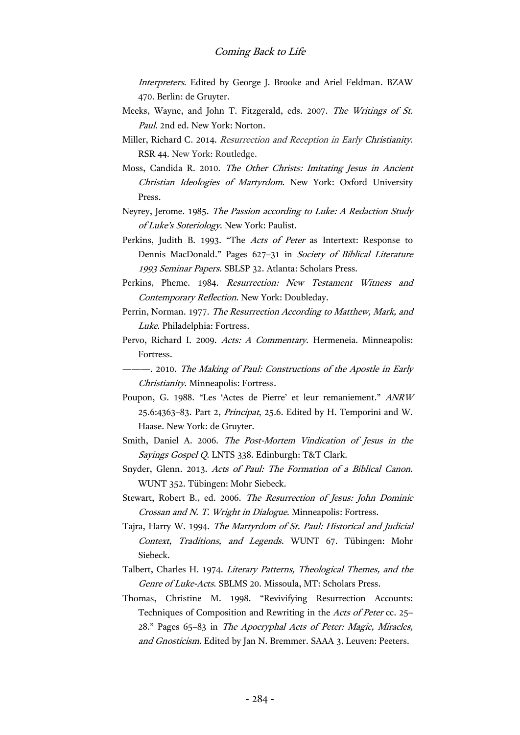*Interpreters*. Edited by George J. Brooke and Ariel Feldman. BZAW 470. Berlin: de Gruyter.

Meeks, Wayne, and John T. Fitzgerald, eds. 2007. *The Writings of St. Paul*. 2nd ed. New York: Norton.

Miller, Richard C. 2014. *Resurrection and Reception in Early Christianity*. RSR 44. New York: Routledge.

Moss, Candida R. 2010. *The Other Christs: Imitating Jesus in Ancient Christian Ideologies of Martyrdom*. New York: Oxford University Press.

Neyrey, Jerome. 1985. *The Passion according to Luke: A Redaction Study of Luke's Soteriology*. New York: Paulist.

Perkins, Judith B. 1993. "The *Acts of Peter* as Intertext: Response to Dennis MacDonald." Pages 627–31 in *Society of Biblical Literature 1993 Seminar Papers*. SBLSP 32. Atlanta: Scholars Press.

Perkins, Pheme. 1984. *Resurrection: New Testament Witness and Contemporary Reflection*. New York: Doubleday.

Perrin, Norman. 1977. *The Resurrection According to Matthew, Mark, and Luke*. Philadelphia: Fortress.

Pervo, Richard I. 2009. *Acts: A Commentary*. Hermeneia. Minneapolis: Fortress.

———. 2010. *The Making of Paul: Constructions of the Apostle in Early Christianity*. Minneapolis: Fortress.

Poupon, G. 1988. "Les 'Actes de Pierre' et leur remaniement." *ANRW* 25.6:4363–83. Part 2, *Principat*, 25.6. Edited by H. Temporini and W. Haase. New York: de Gruyter.

Smith, Daniel A. 2006. *The Post-Mortem Vindication of Jesus in the Sayings Gospel Q*. LNTS 338. Edinburgh: T&T Clark.

Snyder, Glenn. 2013. *Acts of Paul: The Formation of a Biblical Canon*. WUNT 352. Tübingen: Mohr Siebeck.

Stewart, Robert B., ed. 2006. *The Resurrection of Jesus: John Dominic Crossan and N. T. Wright in Dialogue*. Minneapolis: Fortress.

Tajra, Harry W. 1994. *The Martyrdom of St. Paul: Historical and Judicial Context, Traditions, and Legends*. WUNT 67. Tübingen: Mohr Siebeck.

Talbert, Charles H. 1974. *Literary Patterns, Theological Themes, and the Genre of Luke-Acts*. SBLMS 20. Missoula, MT: Scholars Press.

Thomas, Christine M. 1998. "Revivifying Resurrection Accounts: Techniques of Composition and Rewriting in the *Acts of Peter* cc. 25–28." Pages 65–83 in *The Apocryphal Acts of Peter: Magic, Miracles, and Gnosticism*. Edited by Jan N. Bremmer. SAAA 3. Leuven: Peeters.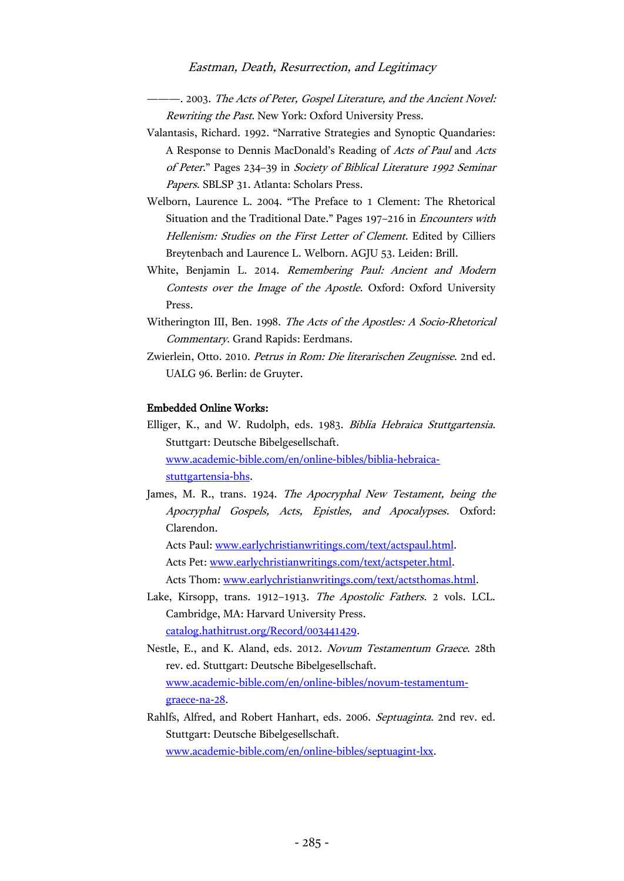———. 2003. *The Acts of Peter, Gospel Literature, and the Ancient Novel: Rewriting the Past*. New York: Oxford University Press.

Valantasis, Richard. 1992. "Narrative Strategies and Synoptic Quandaries: A Response to Dennis MacDonald's Reading of *Acts of Paul* and *Acts of Peter*." Pages 234–39 in *Society of Biblical Literature 1992 Seminar Papers*. SBLSP 31. Atlanta: Scholars Press.

Welborn, Laurence L. 2004. "The Preface to 1 Clement: The Rhetorical Situation and the Traditional Date." Pages 197–216 in *Encounters with Hellenism: Studies on the First Letter of Clement*. Edited by Cilliers Breytenbach and Laurence L. Welborn. AGJU 53. Leiden: Brill.

White, Benjamin L. 2014. *Remembering Paul: Ancient and Modern Contests over the Image of the Apostle*. Oxford: Oxford University Press.

Witherington III, Ben. 1998. *The Acts of the Apostles: A Socio-Rhetorical Commentary*. Grand Rapids: Eerdmans.

Zwierlein, Otto. 2010. *Petrus in Rom: Die literarischen Zeugnisse*. 2nd ed. UALG 96. Berlin: de Gruyter.

**Embedded Online Works:**

Elliger, K., and W. Rudolph, eds. 1983. *Biblia Hebraica Stuttgartensia*. Stuttgart: Deutsche Bibelgesellschaft. [www.academic-bible.com/en/online-bibles/biblia-hebraica-stuttgartensia-bhs](www.academic-bible.com/en/online-bibles/biblia-hebraica-stuttgartensia-bhs).

James, M. R., trans. 1924. *The Apocryphal New Testament, being the Apocryphal Gospels, Acts, Epistles, and Apocalypses.* Oxford: Clarendon.
Acts Paul: [www.earlychristianwritings.com/text/actspaul.html](www.earlychristianwritings.com/text/actspaul.html).
Acts Pet: [www.earlychristianwritings.com/text/actspeter.html](www.earlychristianwritings.com/text/actspeter.html).
Acts Thom: [www.earlychristianwritings.com/text/actsthomas.html](www.earlychristianwritings.com/text/actsthomas.html).

Lake, Kirsopp, trans. 1912–1913. *The Apostolic Fathers*. 2 vols. LCL. Cambridge, MA: Harvard University Press. [catalog.hathitrust.org/Record/003441429](catalog.hathitrust.org/Record/003441429).

Nestle, E., and K. Aland, eds. 2012. *Novum Testamentum Graece*. 28th rev. ed. Stuttgart: Deutsche Bibelgesellschaft. [www.academic-bible.com/en/online-bibles/novum-testamentum-graece-na-28](www.academic-bible.com/en/online-bibles/novum-testamentum-graece-na-28).

Rahlfs, Alfred, and Robert Hanhart, eds. 2006. *Septuaginta*. 2nd rev. ed. Stuttgart: Deutsche Bibelgesellschaft. [www.academic-bible.com/en/online-bibles/septuagint-lxx](www.academic-bible.com/en/online-bibles/septuagint-lxx).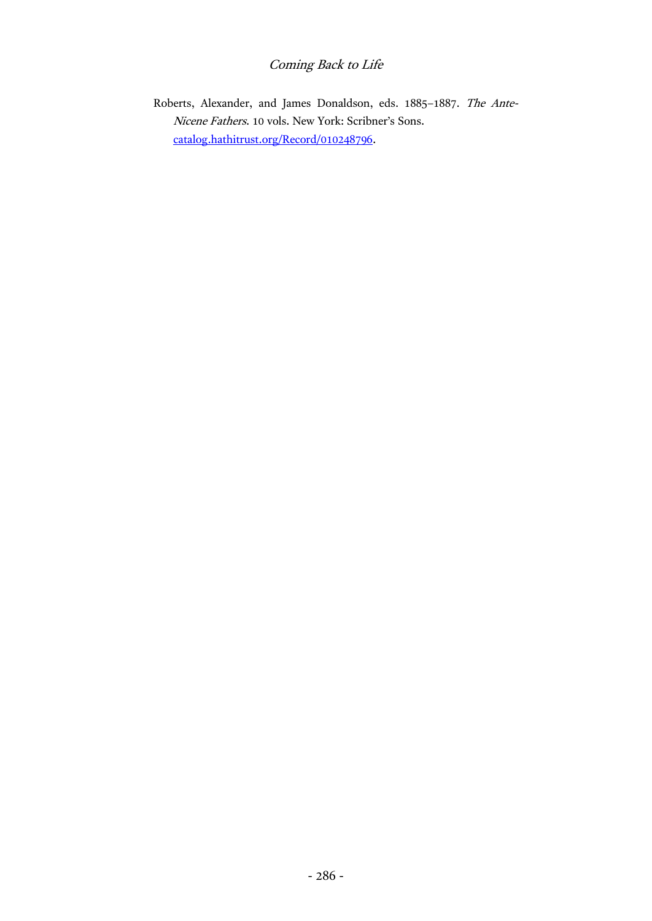Roberts, Alexander, and James Donaldson, eds. 1885–1887. *The Ante-Nicene Fathers*. 10 vols. New York: Scribner's Sons. [catalog.hathitrust.org/Record/010248796](https://catalog.hathitrust.org/Record/010248796).